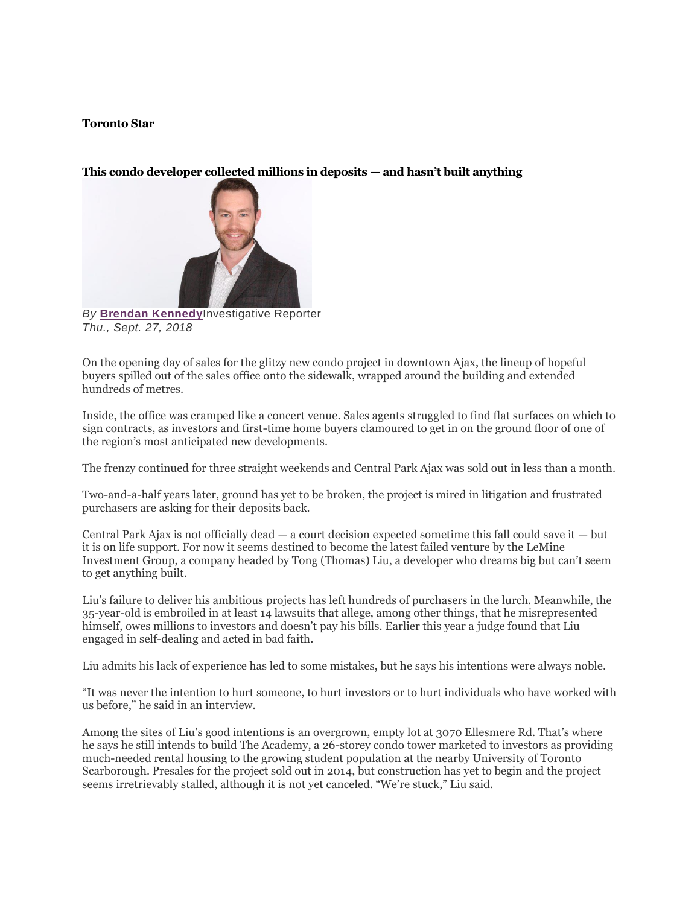**Toronto Star**

# This condo developer collected millions in deposits — and hasn't built anything

*By* **Brendan Kennedy** Investigative Reporter
*Thu., Sept. 27, 2018*

On the opening day of sales for the glitzy new condo project in downtown Ajax, the lineup of hopeful buyers spilled out of the sales office onto the sidewalk, wrapped around the building and extended hundreds of metres.

Inside, the office was cramped like a concert venue. Sales agents struggled to find flat surfaces on which to sign contracts, as investors and first-time home buyers clamoured to get in on the ground floor of one of the region's most anticipated new developments.

The frenzy continued for three straight weekends and Central Park Ajax was sold out in less than a month.

Two-and-a-half years later, ground has yet to be broken, the project is mired in litigation and frustrated purchasers are asking for their deposits back.

Central Park Ajax is not officially dead — a court decision expected sometime this fall could save it — but it is on life support. For now it seems destined to become the latest failed venture by the LeMine Investment Group, a company headed by Tong (Thomas) Liu, a developer who dreams big but can't seem to get anything built.

Liu's failure to deliver his ambitious projects has left hundreds of purchasers in the lurch. Meanwhile, the 35-year-old is embroiled in at least 14 lawsuits that allege, among other things, that he misrepresented himself, owes millions to investors and doesn't pay his bills. Earlier this year a judge found that Liu engaged in self-dealing and acted in bad faith.

Liu admits his lack of experience has led to some mistakes, but he says his intentions were always noble.

"It was never the intention to hurt someone, to hurt investors or to hurt individuals who have worked with us before," he said in an interview.

Among the sites of Liu's good intentions is an overgrown, empty lot at 3070 Ellesmere Rd. That's where he says he still intends to build The Academy, a 26-storey condo tower marketed to investors as providing much-needed rental housing to the growing student population at the nearby University of Toronto Scarborough. Presales for the project sold out in 2014, but construction has yet to begin and the project seems irretrievably stalled, although it is not yet canceled. "We're stuck," Liu said.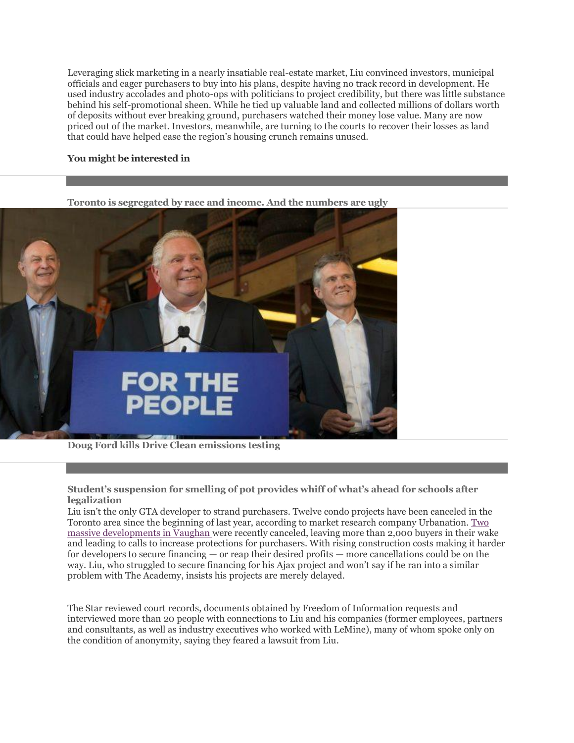Leveraging slick marketing in a nearly insatiable real-estate market, Liu convinced investors, municipal officials and eager purchasers to buy into his plans, despite having no track record in development. He used industry accolades and photo-ops with politicians to project credibility, but there was little substance behind his self-promotional sheen. While he tied up valuable land and collected millions of dollars worth of deposits without ever breaking ground, purchasers watched their money lose value. Many are now priced out of the market. Investors, meanwhile, are turning to the courts to recover their losses as land that could have helped ease the region's housing crunch remains unused.

**You might be interested in**

**Toronto is segregated by race and income. And the numbers are ugly**

**Doug Ford kills Drive Clean emissions testing**

**Student's suspension for smelling of pot provides whiff of what's ahead for schools after legalization**

Liu isn't the only GTA developer to strand purchasers. Twelve condo projects have been canceled in the Toronto area since the beginning of last year, according to market research company Urbanation. Two massive developments in Vaughan were recently canceled, leaving more than 2,000 buyers in their wake and leading to calls to increase protections for purchasers. With rising construction costs making it harder for developers to secure financing — or reap their desired profits — more cancellations could be on the way. Liu, who struggled to secure financing for his Ajax project and won't say if he ran into a similar problem with The Academy, insists his projects are merely delayed.

The Star reviewed court records, documents obtained by Freedom of Information requests and interviewed more than 20 people with connections to Liu and his companies (former employees, partners and consultants, as well as industry executives who worked with LeMine), many of whom spoke only on the condition of anonymity, saying they feared a lawsuit from Liu.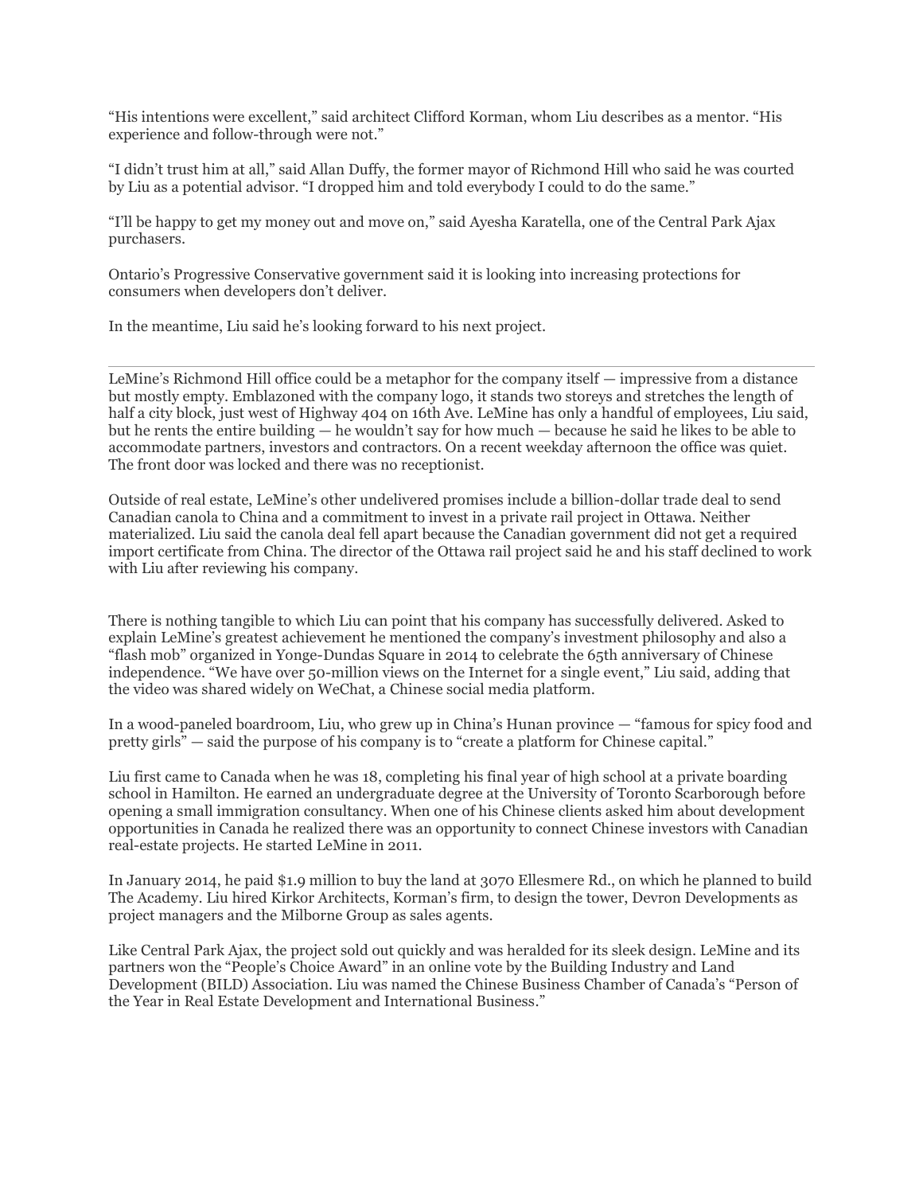"His intentions were excellent," said architect Clifford Korman, whom Liu describes as a mentor. "His experience and follow-through were not."

"I didn't trust him at all," said Allan Duffy, the former mayor of Richmond Hill who said he was courted by Liu as a potential advisor. "I dropped him and told everybody I could to do the same."

"I'll be happy to get my money out and move on," said Ayesha Karatella, one of the Central Park Ajax purchasers.

Ontario's Progressive Conservative government said it is looking into increasing protections for consumers when developers don't deliver.

In the meantime, Liu said he's looking forward to his next project.

---

LeMine's Richmond Hill office could be a metaphor for the company itself — impressive from a distance but mostly empty. Emblazoned with the company logo, it stands two storeys and stretches the length of half a city block, just west of Highway 404 on 16th Ave. LeMine has only a handful of employees, Liu said, but he rents the entire building — he wouldn't say for how much — because he said he likes to be able to accommodate partners, investors and contractors. On a recent weekday afternoon the office was quiet. The front door was locked and there was no receptionist.

Outside of real estate, LeMine's other undelivered promises include a billion-dollar trade deal to send Canadian canola to China and a commitment to invest in a private rail project in Ottawa. Neither materialized. Liu said the canola deal fell apart because the Canadian government did not get a required import certificate from China. The director of the Ottawa rail project said he and his staff declined to work with Liu after reviewing his company.

There is nothing tangible to which Liu can point that his company has successfully delivered. Asked to explain LeMine's greatest achievement he mentioned the company's investment philosophy and also a "flash mob" organized in Yonge-Dundas Square in 2014 to celebrate the 65th anniversary of Chinese independence. "We have over 50-million views on the Internet for a single event," Liu said, adding that the video was shared widely on WeChat, a Chinese social media platform.

In a wood-paneled boardroom, Liu, who grew up in China's Hunan province — "famous for spicy food and pretty girls" — said the purpose of his company is to "create a platform for Chinese capital."

Liu first came to Canada when he was 18, completing his final year of high school at a private boarding school in Hamilton. He earned an undergraduate degree at the University of Toronto Scarborough before opening a small immigration consultancy. When one of his Chinese clients asked him about development opportunities in Canada he realized there was an opportunity to connect Chinese investors with Canadian real-estate projects. He started LeMine in 2011.

In January 2014, he paid $1.9 million to buy the land at 3070 Ellesmere Rd., on which he planned to build The Academy. Liu hired Kirkor Architects, Korman's firm, to design the tower, Devron Developments as project managers and the Milborne Group as sales agents.

Like Central Park Ajax, the project sold out quickly and was heralded for its sleek design. LeMine and its partners won the "People's Choice Award" in an online vote by the Building Industry and Land Development (BILD) Association. Liu was named the Chinese Business Chamber of Canada's "Person of the Year in Real Estate Development and International Business."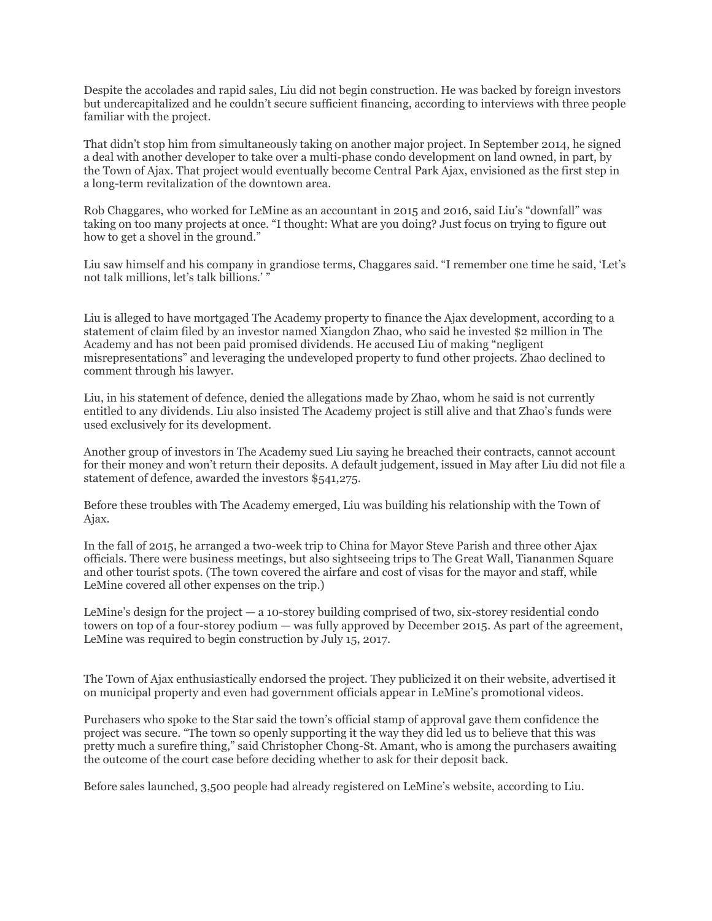Despite the accolades and rapid sales, Liu did not begin construction. He was backed by foreign investors but undercapitalized and he couldn't secure sufficient financing, according to interviews with three people familiar with the project.

That didn't stop him from simultaneously taking on another major project. In September 2014, he signed a deal with another developer to take over a multi-phase condo development on land owned, in part, by the Town of Ajax. That project would eventually become Central Park Ajax, envisioned as the first step in a long-term revitalization of the downtown area.

Rob Chaggares, who worked for LeMine as an accountant in 2015 and 2016, said Liu's "downfall" was taking on too many projects at once. "I thought: What are you doing? Just focus on trying to figure out how to get a shovel in the ground."

Liu saw himself and his company in grandiose terms, Chaggares said. "I remember one time he said, 'Let's not talk millions, let's talk billions.' "

Liu is alleged to have mortgaged The Academy property to finance the Ajax development, according to a statement of claim filed by an investor named Xiangdon Zhao, who said he invested $2 million in The Academy and has not been paid promised dividends. He accused Liu of making "negligent misrepresentations" and leveraging the undeveloped property to fund other projects. Zhao declined to comment through his lawyer.

Liu, in his statement of defence, denied the allegations made by Zhao, whom he said is not currently entitled to any dividends. Liu also insisted The Academy project is still alive and that Zhao's funds were used exclusively for its development.

Another group of investors in The Academy sued Liu saying he breached their contracts, cannot account for their money and won't return their deposits. A default judgement, issued in May after Liu did not file a statement of defence, awarded the investors $541,275.

Before these troubles with The Academy emerged, Liu was building his relationship with the Town of Ajax.

In the fall of 2015, he arranged a two-week trip to China for Mayor Steve Parish and three other Ajax officials. There were business meetings, but also sightseeing trips to The Great Wall, Tiananmen Square and other tourist spots. (The town covered the airfare and cost of visas for the mayor and staff, while LeMine covered all other expenses on the trip.)

LeMine's design for the project — a 10-storey building comprised of two, six-storey residential condo towers on top of a four-storey podium — was fully approved by December 2015. As part of the agreement, LeMine was required to begin construction by July 15, 2017.

The Town of Ajax enthusiastically endorsed the project. They publicized it on their website, advertised it on municipal property and even had government officials appear in LeMine's promotional videos.

Purchasers who spoke to the Star said the town's official stamp of approval gave them confidence the project was secure. "The town so openly supporting it the way they did led us to believe that this was pretty much a surefire thing," said Christopher Chong-St. Amant, who is among the purchasers awaiting the outcome of the court case before deciding whether to ask for their deposit back.

Before sales launched, 3,500 people had already registered on LeMine's website, according to Liu.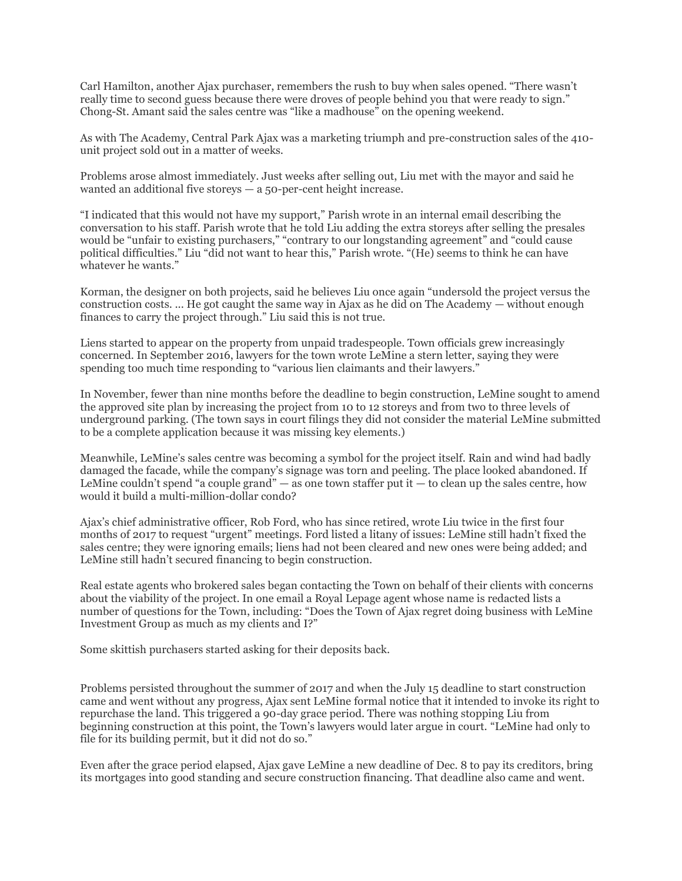Carl Hamilton, another Ajax purchaser, remembers the rush to buy when sales opened. "There wasn't really time to second guess because there were droves of people behind you that were ready to sign." Chong-St. Amant said the sales centre was "like a madhouse" on the opening weekend.

As with The Academy, Central Park Ajax was a marketing triumph and pre-construction sales of the 410-unit project sold out in a matter of weeks.

Problems arose almost immediately. Just weeks after selling out, Liu met with the mayor and said he wanted an additional five storeys — a 50-per-cent height increase.

"I indicated that this would not have my support," Parish wrote in an internal email describing the conversation to his staff. Parish wrote that he told Liu adding the extra storeys after selling the presales would be "unfair to existing purchasers," "contrary to our longstanding agreement" and "could cause political difficulties." Liu "did not want to hear this," Parish wrote. "(He) seems to think he can have whatever he wants."

Korman, the designer on both projects, said he believes Liu once again "undersold the project versus the construction costs. … He got caught the same way in Ajax as he did on The Academy — without enough finances to carry the project through." Liu said this is not true.

Liens started to appear on the property from unpaid tradespeople. Town officials grew increasingly concerned. In September 2016, lawyers for the town wrote LeMine a stern letter, saying they were spending too much time responding to "various lien claimants and their lawyers."

In November, fewer than nine months before the deadline to begin construction, LeMine sought to amend the approved site plan by increasing the project from 10 to 12 storeys and from two to three levels of underground parking. (The town says in court filings they did not consider the material LeMine submitted to be a complete application because it was missing key elements.)

Meanwhile, LeMine's sales centre was becoming a symbol for the project itself. Rain and wind had badly damaged the facade, while the company's signage was torn and peeling. The place looked abandoned. If LeMine couldn't spend "a couple grand" — as one town staffer put it — to clean up the sales centre, how would it build a multi-million-dollar condo?

Ajax's chief administrative officer, Rob Ford, who has since retired, wrote Liu twice in the first four months of 2017 to request "urgent" meetings. Ford listed a litany of issues: LeMine still hadn't fixed the sales centre; they were ignoring emails; liens had not been cleared and new ones were being added; and LeMine still hadn't secured financing to begin construction.

Real estate agents who brokered sales began contacting the Town on behalf of their clients with concerns about the viability of the project. In one email a Royal Lepage agent whose name is redacted lists a number of questions for the Town, including: "Does the Town of Ajax regret doing business with LeMine Investment Group as much as my clients and I?"

Some skittish purchasers started asking for their deposits back.

Problems persisted throughout the summer of 2017 and when the July 15 deadline to start construction came and went without any progress, Ajax sent LeMine formal notice that it intended to invoke its right to repurchase the land. This triggered a 90-day grace period. There was nothing stopping Liu from beginning construction at this point, the Town's lawyers would later argue in court. "LeMine had only to file for its building permit, but it did not do so."

Even after the grace period elapsed, Ajax gave LeMine a new deadline of Dec. 8 to pay its creditors, bring its mortgages into good standing and secure construction financing. That deadline also came and went.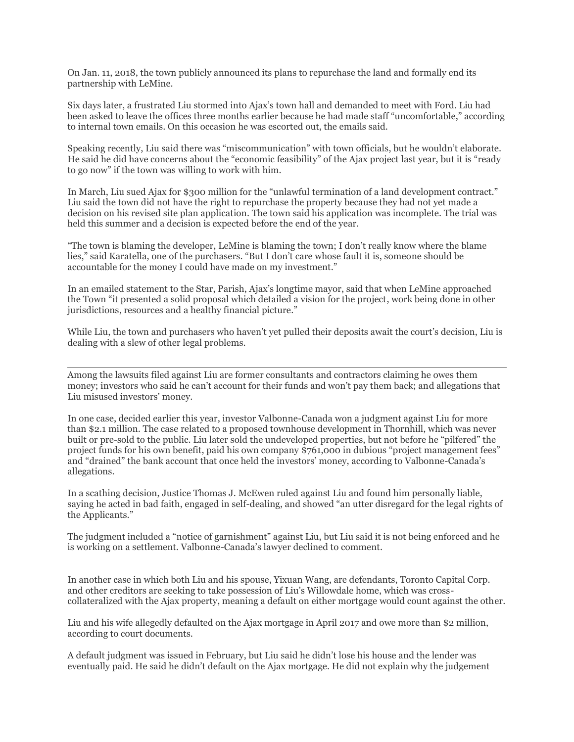On Jan. 11, 2018, the town publicly announced its plans to repurchase the land and formally end its partnership with LeMine.

Six days later, a frustrated Liu stormed into Ajax's town hall and demanded to meet with Ford. Liu had been asked to leave the offices three months earlier because he had made staff "uncomfortable," according to internal town emails. On this occasion he was escorted out, the emails said.

Speaking recently, Liu said there was "miscommunication" with town officials, but he wouldn't elaborate. He said he did have concerns about the "economic feasibility" of the Ajax project last year, but it is "ready to go now" if the town was willing to work with him.

In March, Liu sued Ajax for $300 million for the "unlawful termination of a land development contract." Liu said the town did not have the right to repurchase the property because they had not yet made a decision on his revised site plan application. The town said his application was incomplete. The trial was held this summer and a decision is expected before the end of the year.

"The town is blaming the developer, LeMine is blaming the town; I don't really know where the blame lies," said Karatella, one of the purchasers. "But I don't care whose fault it is, someone should be accountable for the money I could have made on my investment."

In an emailed statement to the Star, Parish, Ajax's longtime mayor, said that when LeMine approached the Town "it presented a solid proposal which detailed a vision for the project, work being done in other jurisdictions, resources and a healthy financial picture."

While Liu, the town and purchasers who haven't yet pulled their deposits await the court's decision, Liu is dealing with a slew of other legal problems.

---

Among the lawsuits filed against Liu are former consultants and contractors claiming he owes them money; investors who said he can't account for their funds and won't pay them back; and allegations that Liu misused investors' money.

In one case, decided earlier this year, investor Valbonne-Canada won a judgment against Liu for more than $2.1 million. The case related to a proposed townhouse development in Thornhill, which was never built or pre-sold to the public. Liu later sold the undeveloped properties, but not before he "pilfered" the project funds for his own benefit, paid his own company $761,000 in dubious "project management fees" and "drained" the bank account that once held the investors' money, according to Valbonne-Canada's allegations.

In a scathing decision, Justice Thomas J. McEwen ruled against Liu and found him personally liable, saying he acted in bad faith, engaged in self-dealing, and showed "an utter disregard for the legal rights of the Applicants."

The judgment included a "notice of garnishment" against Liu, but Liu said it is not being enforced and he is working on a settlement. Valbonne-Canada's lawyer declined to comment.

In another case in which both Liu and his spouse, Yixuan Wang, are defendants, Toronto Capital Corp. and other creditors are seeking to take possession of Liu's Willowdale home, which was cross-collateralized with the Ajax property, meaning a default on either mortgage would count against the other.

Liu and his wife allegedly defaulted on the Ajax mortgage in April 2017 and owe more than $2 million, according to court documents.

A default judgment was issued in February, but Liu said he didn't lose his house and the lender was eventually paid. He said he didn't default on the Ajax mortgage. He did not explain why the judgement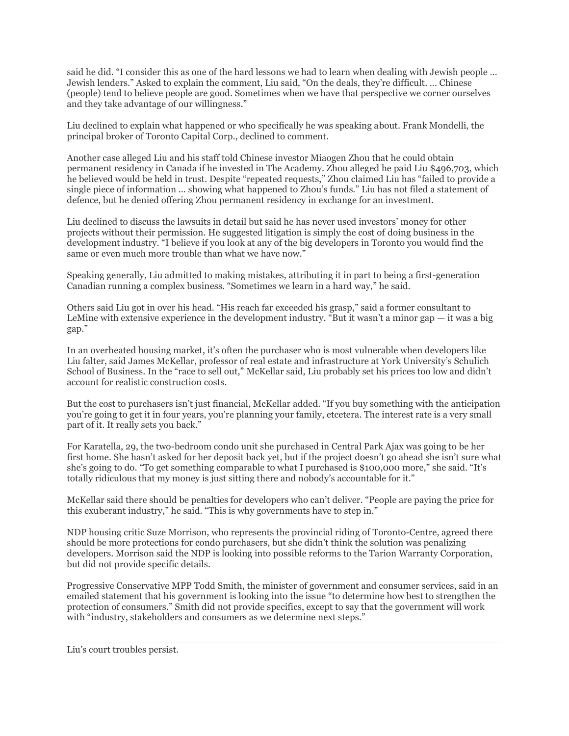said he did. "I consider this as one of the hard lessons we had to learn when dealing with Jewish people … Jewish lenders." Asked to explain the comment, Liu said, "On the deals, they're difficult. … Chinese (people) tend to believe people are good. Sometimes when we have that perspective we corner ourselves and they take advantage of our willingness."

Liu declined to explain what happened or who specifically he was speaking about. Frank Mondelli, the principal broker of Toronto Capital Corp., declined to comment.

Another case alleged Liu and his staff told Chinese investor Miaogen Zhou that he could obtain permanent residency in Canada if he invested in The Academy. Zhou alleged he paid Liu $496,703, which he believed would be held in trust. Despite "repeated requests," Zhou claimed Liu has "failed to provide a single piece of information … showing what happened to Zhou's funds." Liu has not filed a statement of defence, but he denied offering Zhou permanent residency in exchange for an investment.

Liu declined to discuss the lawsuits in detail but said he has never used investors' money for other projects without their permission. He suggested litigation is simply the cost of doing business in the development industry. "I believe if you look at any of the big developers in Toronto you would find the same or even much more trouble than what we have now."

Speaking generally, Liu admitted to making mistakes, attributing it in part to being a first-generation Canadian running a complex business. "Sometimes we learn in a hard way," he said.

Others said Liu got in over his head. "His reach far exceeded his grasp," said a former consultant to LeMine with extensive experience in the development industry. "But it wasn't a minor gap — it was a big gap."

In an overheated housing market, it's often the purchaser who is most vulnerable when developers like Liu falter, said James McKellar, professor of real estate and infrastructure at York University's Schulich School of Business. In the "race to sell out," McKellar said, Liu probably set his prices too low and didn't account for realistic construction costs.

But the cost to purchasers isn't just financial, McKellar added. "If you buy something with the anticipation you're going to get it in four years, you're planning your family, etcetera. The interest rate is a very small part of it. It really sets you back."

For Karatella, 29, the two-bedroom condo unit she purchased in Central Park Ajax was going to be her first home. She hasn't asked for her deposit back yet, but if the project doesn't go ahead she isn't sure what she's going to do. "To get something comparable to what I purchased is $100,000 more," she said. "It's totally ridiculous that my money is just sitting there and nobody's accountable for it."

McKellar said there should be penalties for developers who can't deliver. "People are paying the price for this exuberant industry," he said. "This is why governments have to step in."

NDP housing critic Suze Morrison, who represents the provincial riding of Toronto-Centre, agreed there should be more protections for condo purchasers, but she didn't think the solution was penalizing developers. Morrison said the NDP is looking into possible reforms to the Tarion Warranty Corporation, but did not provide specific details.

Progressive Conservative MPP Todd Smith, the minister of government and consumer services, said in an emailed statement that his government is looking into the issue "to determine how best to strengthen the protection of consumers." Smith did not provide specifics, except to say that the government will work with "industry, stakeholders and consumers as we determine next steps."

---

Liu's court troubles persist.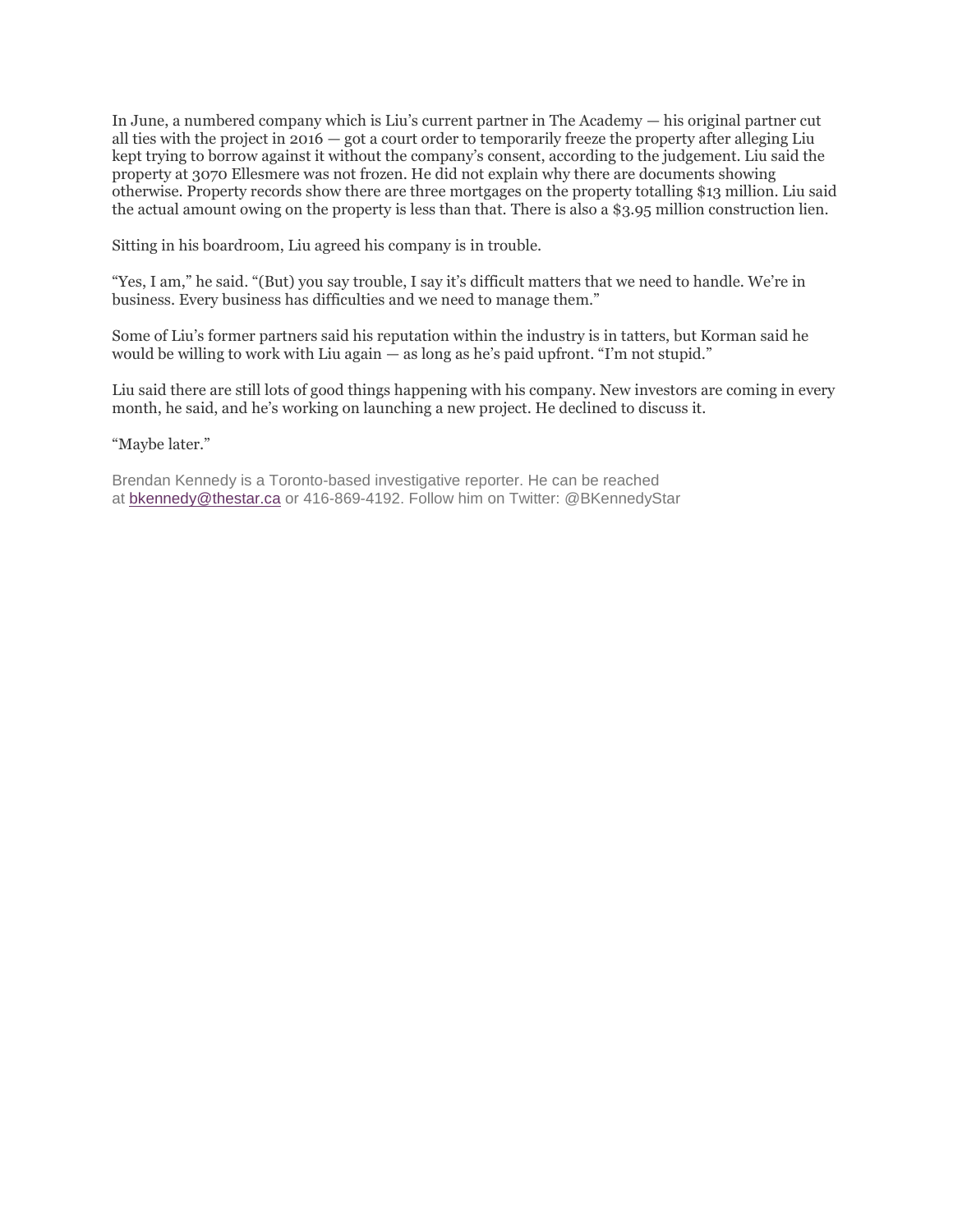In June, a numbered company which is Liu's current partner in The Academy — his original partner cut all ties with the project in 2016 — got a court order to temporarily freeze the property after alleging Liu kept trying to borrow against it without the company's consent, according to the judgement. Liu said the property at 3070 Ellesmere was not frozen. He did not explain why there are documents showing otherwise. Property records show there are three mortgages on the property totalling $13 million. Liu said the actual amount owing on the property is less than that. There is also a $3.95 million construction lien.

Sitting in his boardroom, Liu agreed his company is in trouble.

"Yes, I am," he said. "(But) you say trouble, I say it's difficult matters that we need to handle. We're in business. Every business has difficulties and we need to manage them."

Some of Liu's former partners said his reputation within the industry is in tatters, but Korman said he would be willing to work with Liu again — as long as he's paid upfront. "I'm not stupid."

Liu said there are still lots of good things happening with his company. New investors are coming in every month, he said, and he's working on launching a new project. He declined to discuss it.

"Maybe later."

Brendan Kennedy is a Toronto-based investigative reporter. He can be reached at bkennedy@thestar.ca or 416-869-4192. Follow him on Twitter: @BKennedyStar